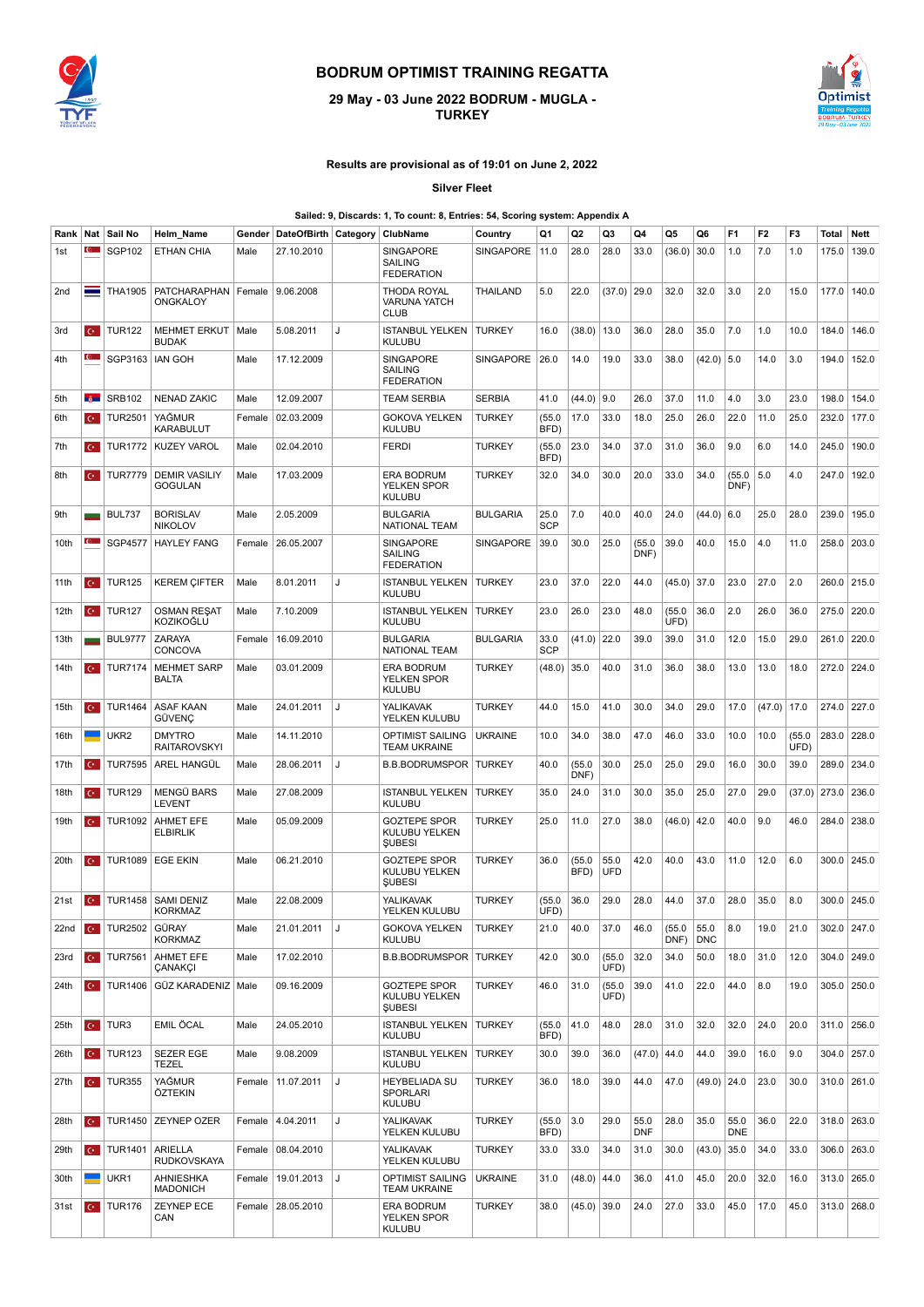# BODRUM OPTIMIST TRAINING REGATTA

### 29 May - 03 June 2022 BODRUM - MUGLA - TURKEY

**Results are provisional as of 19:01 on June 2, 2022**

**Silver Fleet**

**Sailed: 9, Discards: 1, To count: 8, Entries: 54, Scoring system: Appendix A**

| Rank | Nat | Sail No | Helm_Name | Gender | DateOfBirth | Category | ClubName | Country | Q1 | Q2 | Q3 | Q4 | Q5 | Q6 | F1 | F2 | F3 | Total | Nett |
|---|---|---|---|---|---|---|---|---|---|---|---|---|---|---|---|---|---|---|---|
| 1st | | SGP102 | ETHAN CHIA | Male | 27.10.2010 | | SINGAPORE SAILING FEDERATION | SINGAPORE | 11.0 | 28.0 | 28.0 | 33.0 | (36.0) | 30.0 | 1.0 | 7.0 | 1.0 | 175.0 | 139.0 |
| 2nd | | THA1905 | PATCHARAPHAN ONGKALOY | Female | 9.06.2008 | | THODA ROYAL VARUNA YATCH CLUB | THAILAND | 5.0 | 22.0 | (37.0) | 29.0 | 32.0 | 32.0 | 3.0 | 2.0 | 15.0 | 177.0 | 140.0 |
| 3rd | | TUR122 | MEHMET ERKUT BUDAK | Male | 5.08.2011 | J | ISTANBUL YELKEN KULUBU | TURKEY | 16.0 | (38.0) | 13.0 | 36.0 | 28.0 | 35.0 | 7.0 | 1.0 | 10.0 | 184.0 | 146.0 |
| 4th | | SGP3163 | IAN GOH | Male | 17.12.2009 | | SINGAPORE SAILING FEDERATION | SINGAPORE | 26.0 | 14.0 | 19.0 | 33.0 | 38.0 | (42.0) | 5.0 | 14.0 | 3.0 | 194.0 | 152.0 |
| 5th | | SRB102 | NENAD ZAKIC | Male | 12.09.2007 | | TEAM SERBIA | SERBIA | 41.0 | (44.0) | 9.0 | 26.0 | 37.0 | 11.0 | 4.0 | 3.0 | 23.0 | 198.0 | 154.0 |
| 6th | | TUR2501 | YAĞMUR KARABULUT | Female | 02.03.2009 | | GOKOVA YELKEN KULUBU | TURKEY | (55.0 BFD) | 17.0 | 33.0 | 18.0 | 25.0 | 26.0 | 22.0 | 11.0 | 25.0 | 232.0 | 177.0 |
| 7th | | TUR1772 | KUZEY VAROL | Male | 02.04.2010 | | FERDI | TURKEY | (55.0 BFD) | 23.0 | 34.0 | 37.0 | 31.0 | 36.0 | 9.0 | 6.0 | 14.0 | 245.0 | 190.0 |
| 8th | | TUR7779 | DEMIR VASILIY GOGULAN | Male | 17.03.2009 | | ERA BODRUM YELKEN SPOR KULUBU | TURKEY | 32.0 | 34.0 | 30.0 | 20.0 | 33.0 | 34.0 | (55.0 DNF) | 5.0 | 4.0 | 247.0 | 192.0 |
| 9th | | BUL737 | BORISLAV NIKOLOV | Male | 2.05.2009 | | BULGARIA NATIONAL TEAM | BULGARIA | 25.0 SCP | 7.0 | 40.0 | 40.0 | 24.0 | (44.0) | 6.0 | 25.0 | 28.0 | 239.0 | 195.0 |
| 10th | | SGP4577 | HAYLEY FANG | Female | 26.05.2007 | | SINGAPORE SAILING FEDERATION | SINGAPORE | 39.0 | 30.0 | 25.0 | (55.0 DNF) | 39.0 | 40.0 | 15.0 | 4.0 | 11.0 | 258.0 | 203.0 |
| 11th | | TUR125 | KEREM ÇIFTER | Male | 8.01.2011 | J | ISTANBUL YELKEN KULUBU | TURKEY | 23.0 | 37.0 | 22.0 | 44.0 | (45.0) | 37.0 | 23.0 | 27.0 | 2.0 | 260.0 | 215.0 |
| 12th | | TUR127 | OSMAN REŞAT KOZIKOĞLU | Male | 7.10.2009 | | ISTANBUL YELKEN KULUBU | TURKEY | 23.0 | 26.0 | 23.0 | 48.0 | (55.0 UFD) | 36.0 | 2.0 | 26.0 | 36.0 | 275.0 | 220.0 |
| 13th | | BUL9777 | ZARAYA CONCOVA | Female | 16.09.2010 | | BULGARIA NATIONAL TEAM | BULGARIA | 33.0 SCP | (41.0) | 22.0 | 39.0 | 39.0 | 31.0 | 12.0 | 15.0 | 29.0 | 261.0 | 220.0 |
| 14th | | TUR7174 | MEHMET SARP BALTA | Male | 03.01.2009 | | ERA BODRUM YELKEN SPOR KULUBU | TURKEY | (48.0) | 35.0 | 40.0 | 31.0 | 36.0 | 38.0 | 13.0 | 13.0 | 18.0 | 272.0 | 224.0 |
| 15th | | TUR1464 | ASAF KAAN GÜVENÇ | Male | 24.01.2011 | J | YALIKAVAK YELKEN KULUBU | TURKEY | 44.0 | 15.0 | 41.0 | 30.0 | 34.0 | 29.0 | 17.0 | (47.0) | 17.0 | 274.0 | 227.0 |
| 16th | | UKR2 | DMYTRO RAITAROVSKYI | Male | 14.11.2010 | | OPTIMIST SAILING TEAM UKRAINE | UKRAINE | 10.0 | 34.0 | 38.0 | 47.0 | 46.0 | 33.0 | 10.0 | 10.0 | (55.0 UFD) | 283.0 | 228.0 |
| 17th | | TUR7595 | AREL HANGÜL | Male | 28.06.2011 | J | B.B.BODRUMSPOR | TURKEY | 40.0 | (55.0 DNF) | 30.0 | 25.0 | 25.0 | 29.0 | 16.0 | 30.0 | 39.0 | 289.0 | 234.0 |
| 18th | | TUR129 | MENGÜ BARS LEVENT | Male | 27.08.2009 | | ISTANBUL YELKEN KULUBU | TURKEY | 35.0 | 24.0 | 31.0 | 30.0 | 35.0 | 25.0 | 27.0 | 29.0 | (37.0) | 273.0 | 236.0 |
| 19th | | TUR1092 | AHMET EFE ELBIRLIK | Male | 05.09.2009 | | GOZTEPE SPOR KULUBU YELKEN ŞUBESI | TURKEY | 25.0 | 11.0 | 27.0 | 38.0 | (46.0) | 42.0 | 40.0 | 9.0 | 46.0 | 284.0 | 238.0 |
| 20th | | TUR1089 | EGE EKIN | Male | 06.21.2010 | | GOZTEPE SPOR KULUBU YELKEN ŞUBESI | TURKEY | 36.0 | (55.0 BFD) | 55.0 UFD | 42.0 | 40.0 | 43.0 | 11.0 | 12.0 | 6.0 | 300.0 | 245.0 |
| 21st | | TUR1458 | SAMI DENIZ KORKMAZ | Male | 22.08.2009 | | YALIKAVAK YELKEN KULUBU | TURKEY | (55.0 UFD) | 36.0 | 29.0 | 28.0 | 44.0 | 37.0 | 28.0 | 35.0 | 8.0 | 300.0 | 245.0 |
| 22nd | | TUR2502 | GÜRAY KORKMAZ | Male | 21.01.2011 | J | GOKOVA YELKEN KULUBU | TURKEY | 21.0 | 40.0 | 37.0 | 46.0 | (55.0 DNF) | 55.0 DNC | 8.0 | 19.0 | 21.0 | 302.0 | 247.0 |
| 23rd | | TUR7561 | AHMET EFE ÇANAKÇI | Male | 17.02.2010 | | B.B.BODRUMSPOR | TURKEY | 42.0 | 30.0 | (55.0 UFD) | 32.0 | 34.0 | 50.0 | 18.0 | 31.0 | 12.0 | 304.0 | 249.0 |
| 24th | | TUR1406 | GÜZ KARADENIZ | Male | 09.16.2009 | | GOZTEPE SPOR KULUBU YELKEN ŞUBESI | TURKEY | 46.0 | 31.0 | (55.0 UFD) | 39.0 | 41.0 | 22.0 | 44.0 | 8.0 | 19.0 | 305.0 | 250.0 |
| 25th | | TUR3 | EMIL ÖCAL | Male | 24.05.2010 | | ISTANBUL YELKEN KULUBU | TURKEY | (55.0 BFD) | 41.0 | 48.0 | 28.0 | 31.0 | 32.0 | 32.0 | 24.0 | 20.0 | 311.0 | 256.0 |
| 26th | | TUR123 | SEZER EGE TEZEL | Male | 9.08.2009 | | ISTANBUL YELKEN KULUBU | TURKEY | 30.0 | 39.0 | 36.0 | (47.0) | 44.0 | 44.0 | 39.0 | 16.0 | 9.0 | 304.0 | 257.0 |
| 27th | | TUR355 | YAĞMUR ÖZTEKIN | Female | 11.07.2011 | J | HEYBELIADA SU SPORLARI KULUBU | TURKEY | 36.0 | 18.0 | 39.0 | 44.0 | 47.0 | (49.0) | 24.0 | 23.0 | 30.0 | 310.0 | 261.0 |
| 28th | | TUR1450 | ZEYNEP OZER | Female | 4.04.2011 | J | YALIKAVAK YELKEN KULUBU | TURKEY | (55.0 BFD) | 3.0 | 29.0 | 55.0 DNF | 28.0 | 35.0 | 55.0 DNE | 36.0 | 22.0 | 318.0 | 263.0 |
| 29th | | TUR1401 | ARIELLA RUDKOVSKAYA | Female | 08.04.2010 | | YALIKAVAK YELKEN KULUBU | TURKEY | 33.0 | 33.0 | 34.0 | 31.0 | 30.0 | (43.0) | 35.0 | 34.0 | 33.0 | 306.0 | 263.0 |
| 30th | | UKR1 | AHNIESHKA MADONICH | Female | 19.01.2013 | J | OPTIMIST SAILING TEAM UKRAINE | UKRAINE | 31.0 | (48.0) | 44.0 | 36.0 | 41.0 | 45.0 | 20.0 | 32.0 | 16.0 | 313.0 | 265.0 |
| 31st | | TUR176 | ZEYNEP ECE CAN | Female | 28.05.2010 | | ERA BODRUM YELKEN SPOR KULUBU | TURKEY | 38.0 | (45.0) | 39.0 | 24.0 | 27.0 | 33.0 | 45.0 | 17.0 | 45.0 | 313.0 | 268.0 |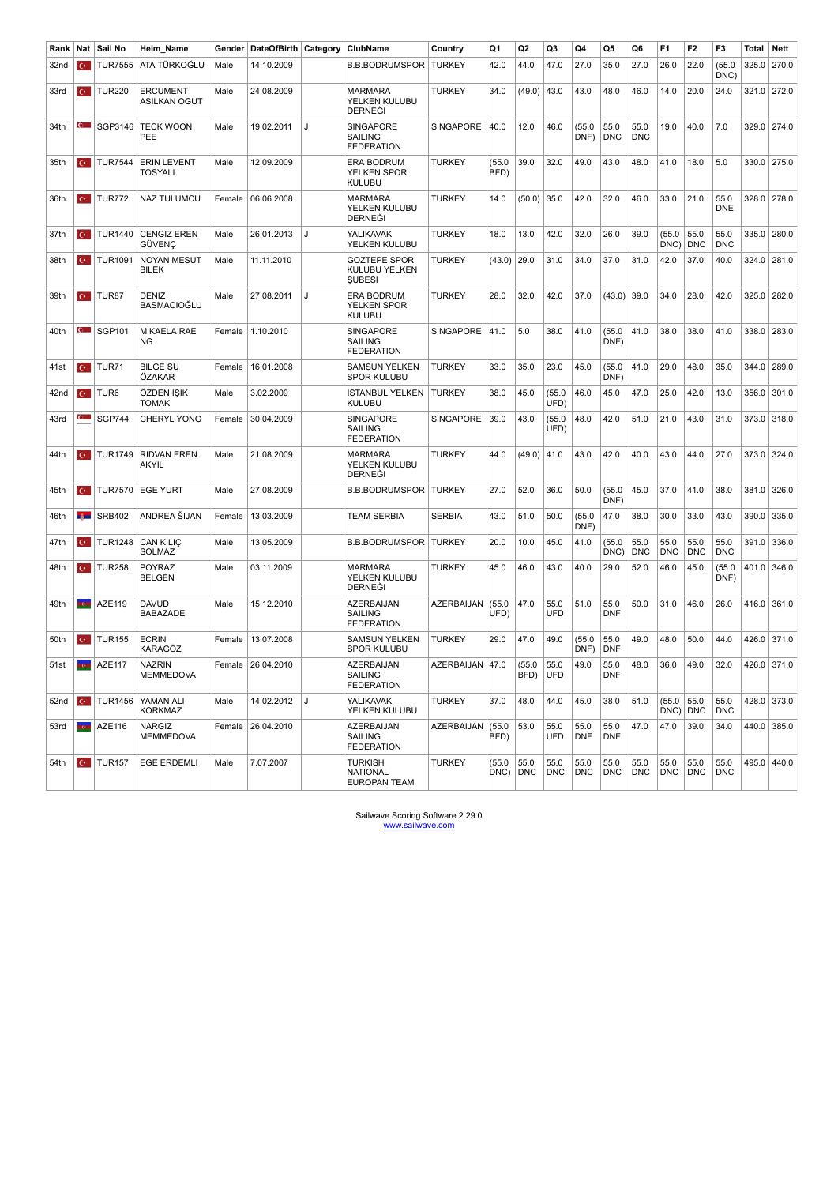| Rank | Nat | Sail No | Helm_Name | Gender | DateOfBirth | Category | ClubName | Country | Q1 | Q2 | Q3 | Q4 | Q5 | Q6 | F1 | F2 | F3 | Total | Nett |
|---|---|---|---|---|---|---|---|---|---|---|---|---|---|---|---|---|---|---|---|
| 32nd | | TUR7555 | ATA TÜRKOĞLU | Male | 14.10.2009 | | B.B.BODRUMSPOR | TURKEY | 42.0 | 44.0 | 47.0 | 27.0 | 35.0 | 27.0 | 26.0 | 22.0 | (55.0 DNC) | 325.0 | 270.0 |
| 33rd | | TUR220 | ERCUMENT ASILKAN OGUT | Male | 24.08.2009 | | MARMARA YELKEN KULUBU DERNEĞİ | TURKEY | 34.0 | (49.0) | 43.0 | 43.0 | 48.0 | 46.0 | 14.0 | 20.0 | 24.0 | 321.0 | 272.0 |
| 34th | | SGP3146 | TECK WOON PEE | Male | 19.02.2011 | J | SINGAPORE SAILING FEDERATION | SINGAPORE | 40.0 | 12.0 | 46.0 | (55.0 DNF) | 55.0 DNC | 55.0 DNC | 19.0 | 40.0 | 7.0 | 329.0 | 274.0 |
| 35th | | TUR7544 | ERIN LEVENT TOSYALI | Male | 12.09.2009 | | ERA BODRUM YELKEN SPOR KULUBU | TURKEY | (55.0 BFD) | 39.0 | 32.0 | 49.0 | 43.0 | 48.0 | 41.0 | 18.0 | 5.0 | 330.0 | 275.0 |
| 36th | | TUR772 | NAZ TULUMCU | Female | 06.06.2008 | | MARMARA YELKEN KULUBU DERNEĞİ | TURKEY | 14.0 | (50.0) | 35.0 | 42.0 | 32.0 | 46.0 | 33.0 | 21.0 | 55.0 DNE | 328.0 | 278.0 |
| 37th | | TUR1440 | CENGIZ EREN GÜVENÇ | Male | 26.01.2013 | J | YALIKAVAK YELKEN KULUBU | TURKEY | 18.0 | 13.0 | 42.0 | 32.0 | 26.0 | 39.0 | (55.0 DNC) | 55.0 DNC | 55.0 DNC | 335.0 | 280.0 |
| 38th | | TUR1091 | NOYAN MESUT BILEK | Male | 11.11.2010 | | GOZTEPE SPOR KULUBU YELKEN ŞUBESI | TURKEY | (43.0) | 29.0 | 31.0 | 34.0 | 37.0 | 31.0 | 42.0 | 37.0 | 40.0 | 324.0 | 281.0 |
| 39th | | TUR87 | DENIZ BASMACIOĞLU | Male | 27.08.2011 | J | ERA BODRUM YELKEN SPOR KULUBU | TURKEY | 28.0 | 32.0 | 42.0 | 37.0 | (43.0) | 39.0 | 34.0 | 28.0 | 42.0 | 325.0 | 282.0 |
| 40th | | SGP101 | MIKAELA RAE NG | Female | 1.10.2010 | | SINGAPORE SAILING FEDERATION | SINGAPORE | 41.0 | 5.0 | 38.0 | 41.0 | (55.0 DNF) | 41.0 | 38.0 | 38.0 | 41.0 | 338.0 | 283.0 |
| 41st | | TUR71 | BILGE SU ÖZAKAR | Female | 16.01.2008 | | SAMSUN YELKEN SPOR KULUBU | TURKEY | 33.0 | 35.0 | 23.0 | 45.0 | (55.0 DNF) | 41.0 | 29.0 | 48.0 | 35.0 | 344.0 | 289.0 |
| 42nd | | TUR6 | ÖZDEN IŞIK TOMAK | Male | 3.02.2009 | | ISTANBUL YELKEN KULUBU | TURKEY | 38.0 | 45.0 | (55.0 UFD) | 46.0 | 45.0 | 47.0 | 25.0 | 42.0 | 13.0 | 356.0 | 301.0 |
| 43rd | | SGP744 | CHERYL YONG | Female | 30.04.2009 | | SINGAPORE SAILING FEDERATION | SINGAPORE | 39.0 | 43.0 | (55.0 UFD) | 48.0 | 42.0 | 51.0 | 21.0 | 43.0 | 31.0 | 373.0 | 318.0 |
| 44th | | TUR1749 | RIDVAN EREN AKYIL | Male | 21.08.2009 | | MARMARA YELKEN KULUBU DERNEĞİ | TURKEY | 44.0 | (49.0) | 41.0 | 43.0 | 42.0 | 40.0 | 43.0 | 44.0 | 27.0 | 373.0 | 324.0 |
| 45th | | TUR7570 | EGE YURT | Male | 27.08.2009 | | B.B.BODRUMSPOR | TURKEY | 27.0 | 52.0 | 36.0 | 50.0 | (55.0 DNF) | 45.0 | 37.0 | 41.0 | 38.0 | 381.0 | 326.0 |
| 46th | | SRB402 | ANDREA ŠIJAN | Female | 13.03.2009 | | TEAM SERBIA | SERBIA | 43.0 | 51.0 | 50.0 | (55.0 DNF) | 47.0 | 38.0 | 30.0 | 33.0 | 43.0 | 390.0 | 335.0 |
| 47th | | TUR1248 | CAN KILIÇ SOLMAZ | Male | 13.05.2009 | | B.B.BODRUMSPOR | TURKEY | 20.0 | 10.0 | 45.0 | 41.0 | (55.0 DNC) | 55.0 DNC | 55.0 DNC | 55.0 DNC | 55.0 DNC | 391.0 | 336.0 |
| 48th | | TUR258 | POYRAZ BELGEN | Male | 03.11.2009 | | MARMARA YELKEN KULUBU DERNEĞİ | TURKEY | 45.0 | 46.0 | 43.0 | 40.0 | 29.0 | 52.0 | 46.0 | 45.0 | (55.0 DNF) | 401.0 | 346.0 |
| 49th | | AZE119 | DAVUD BABAZADE | Male | 15.12.2010 | | AZERBAIJAN SAILING FEDERATION | AZERBAIJAN | (55.0 UFD) | 47.0 | 55.0 UFD | 51.0 | 55.0 DNF | 50.0 | 31.0 | 46.0 | 26.0 | 416.0 | 361.0 |
| 50th | | TUR155 | ECRIN KARAGÖZ | Female | 13.07.2008 | | SAMSUN YELKEN SPOR KULUBU | TURKEY | 29.0 | 47.0 | 49.0 | (55.0 DNF) | 55.0 DNF | 49.0 | 48.0 | 50.0 | 44.0 | 426.0 | 371.0 |
| 51st | | AZE117 | NAZRIN MEMMEDOVA | Female | 26.04.2010 | | AZERBAIJAN SAILING FEDERATION | AZERBAIJAN | 47.0 | (55.0 BFD) | 55.0 UFD | 49.0 | 55.0 DNF | 48.0 | 36.0 | 49.0 | 32.0 | 426.0 | 371.0 |
| 52nd | | TUR1456 | YAMAN ALI KORKMAZ | Male | 14.02.2012 | J | YALIKAVAK YELKEN KULUBU | TURKEY | 37.0 | 48.0 | 44.0 | 45.0 | 38.0 | 51.0 | (55.0 DNC) | 55.0 DNC | 55.0 DNC | 428.0 | 373.0 |
| 53rd | | AZE116 | NARGIZ MEMMEDOVA | Female | 26.04.2010 | | AZERBAIJAN SAILING FEDERATION | AZERBAIJAN | (55.0 BFD) | 53.0 | 55.0 UFD | 55.0 DNF | 55.0 DNF | 47.0 | 47.0 | 39.0 | 34.0 | 440.0 | 385.0 |
| 54th | | TUR157 | EGE ERDEMLI | Male | 7.07.2007 | | TURKISH NATIONAL EUROPAN TEAM | TURKEY | (55.0 DNC) | 55.0 DNC | 55.0 DNC | 55.0 DNC | 55.0 DNC | 55.0 DNC | 55.0 DNC | 55.0 DNC | 55.0 DNC | 495.0 | 440.0 |

Sailwave Scoring Software 2.29.0
www.sailwave.com